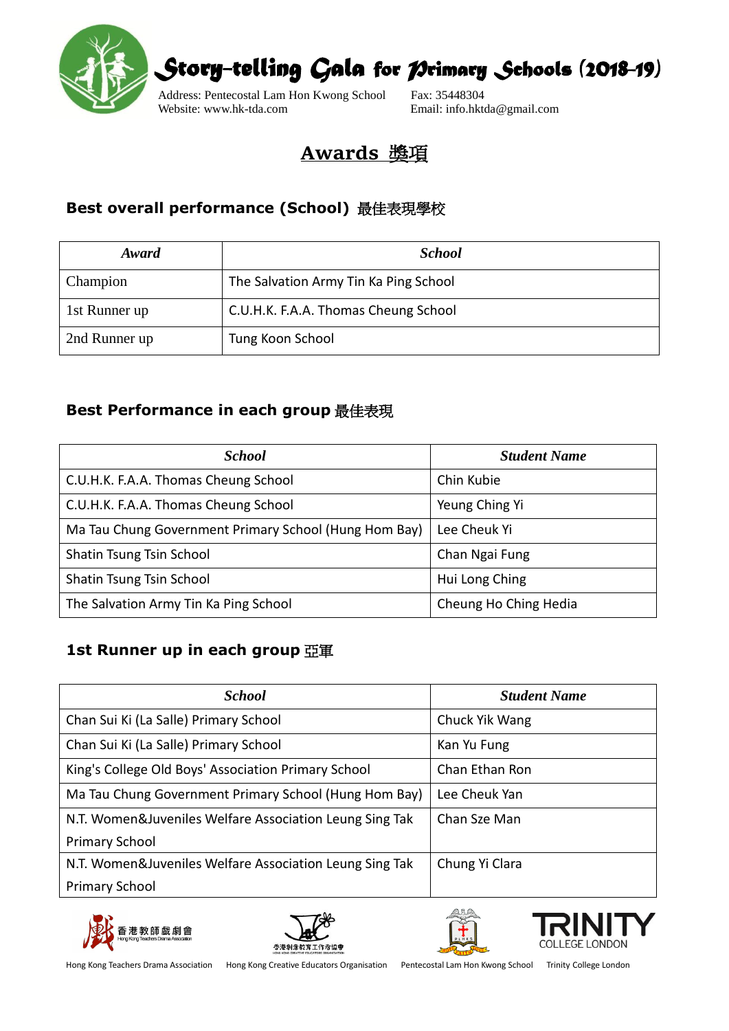# Story-telling Gala for Primary Schools (2018-19)

Address: Pentecostal Lam Hon Kwong School
Website: www.hk-tda.com

Fax: 35448304
Email: info.hktda@gmail.com

## Awards 獎項

### Best overall performance (School) 最佳表現學校

| *Award* | *School* |
|---|---|
| Champion | The Salvation Army Tin Ka Ping School |
| 1st Runner up | C.U.H.K. F.A.A. Thomas Cheung School |
| 2nd Runner up | Tung Koon School |

### Best Performance in each group 最佳表現

| *School* | *Student Name* |
|---|---|
| C.U.H.K. F.A.A. Thomas Cheung School | Chin Kubie |
| C.U.H.K. F.A.A. Thomas Cheung School | Yeung Ching Yi |
| Ma Tau Chung Government Primary School (Hung Hom Bay) | Lee Cheuk Yi |
| Shatin Tsung Tsin School | Chan Ngai Fung |
| Shatin Tsung Tsin School | Hui Long Ching |
| The Salvation Army Tin Ka Ping School | Cheung Ho Ching Hedia |

### 1st Runner up in each group 亞軍

| *School* | *Student Name* |
|---|---|
| Chan Sui Ki (La Salle) Primary School | Chuck Yik Wang |
| Chan Sui Ki (La Salle) Primary School | Kan Yu Fung |
| King's College Old Boys' Association Primary School | Chan Ethan Ron |
| Ma Tau Chung Government Primary School (Hung Hom Bay) | Lee Cheuk Yan |
| N.T. Women&Juveniles Welfare Association Leung Sing Tak Primary School | Chan Sze Man |
| N.T. Women&Juveniles Welfare Association Leung Sing Tak Primary School | Chung Yi Clara |

Hong Kong Teachers Drama Association | Hong Kong Creative Educators Organisation | Pentecostal Lam Hon Kwong School | Trinity College London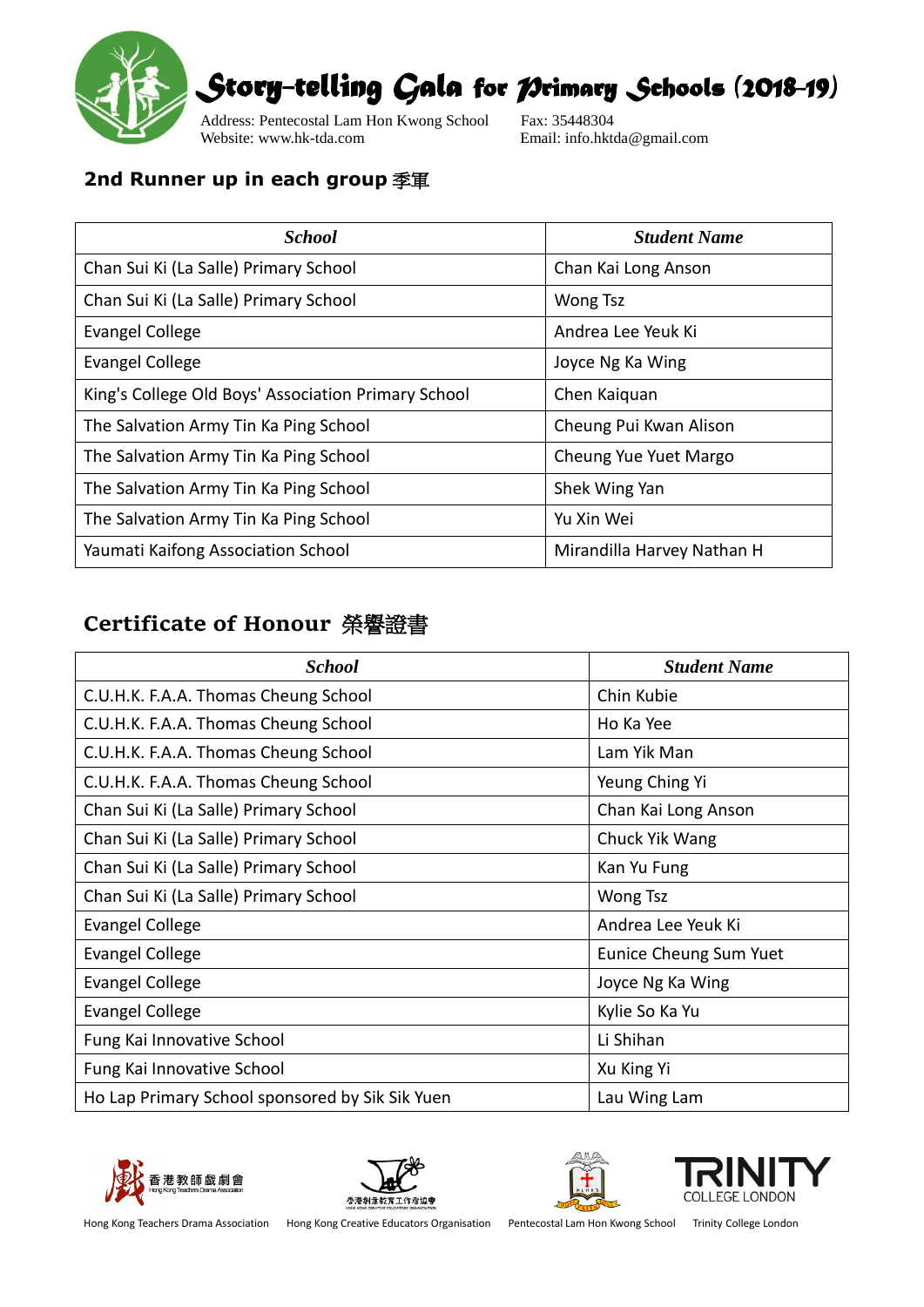# Story-telling Gala for Primary Schools (2018-19)

Address: Pentecostal Lam Hon Kwong School
Website: www.hk-tda.com

Fax: 35448304
Email: info.hktda@gmail.com

## 2nd Runner up in each group 季軍

| School | Student Name |
|---|---|
| Chan Sui Ki (La Salle) Primary School | Chan Kai Long Anson |
| Chan Sui Ki (La Salle) Primary School | Wong Tsz |
| Evangel College | Andrea Lee Yeuk Ki |
| Evangel College | Joyce Ng Ka Wing |
| King's College Old Boys' Association Primary School | Chen Kaiquan |
| The Salvation Army Tin Ka Ping School | Cheung Pui Kwan Alison |
| The Salvation Army Tin Ka Ping School | Cheung Yue Yuet Margo |
| The Salvation Army Tin Ka Ping School | Shek Wing Yan |
| The Salvation Army Tin Ka Ping School | Yu Xin Wei |
| Yaumati Kaifong Association School | Mirandilla Harvey Nathan H |

## Certificate of Honour 榮譽證書

| School | Student Name |
|---|---|
| C.U.H.K. F.A.A. Thomas Cheung School | Chin Kubie |
| C.U.H.K. F.A.A. Thomas Cheung School | Ho Ka Yee |
| C.U.H.K. F.A.A. Thomas Cheung School | Lam Yik Man |
| C.U.H.K. F.A.A. Thomas Cheung School | Yeung Ching Yi |
| Chan Sui Ki (La Salle) Primary School | Chan Kai Long Anson |
| Chan Sui Ki (La Salle) Primary School | Chuck Yik Wang |
| Chan Sui Ki (La Salle) Primary School | Kan Yu Fung |
| Chan Sui Ki (La Salle) Primary School | Wong Tsz |
| Evangel College | Andrea Lee Yeuk Ki |
| Evangel College | Eunice Cheung Sum Yuet |
| Evangel College | Joyce Ng Ka Wing |
| Evangel College | Kylie So Ka Yu |
| Fung Kai Innovative School | Li Shihan |
| Fung Kai Innovative School | Xu King Yi |
| Ho Lap Primary School sponsored by Sik Sik Yuen | Lau Wing Lam |

Hong Kong Teachers Drama Association　Hong Kong Creative Educators Organisation　Pentecostal Lam Hon Kwong School　Trinity College London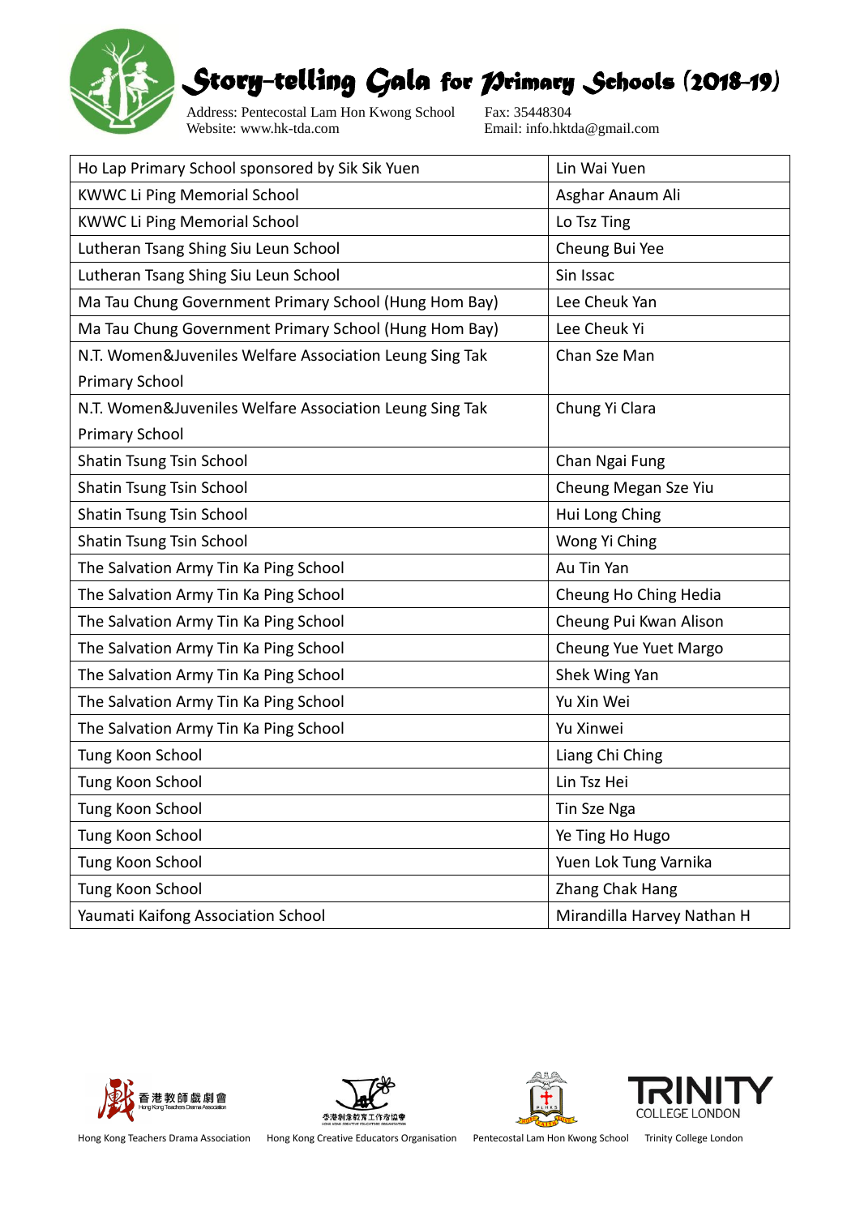# Story-telling Gala for Primary Schools (2018-19)

Address: Pentecostal Lam Hon Kwong School
Website: www.hk-tda.com

Fax: 35448304
Email: info.hktda@gmail.com

| | |
|---|---|
| Ho Lap Primary School sponsored by Sik Sik Yuen | Lin Wai Yuen |
| KWWC Li Ping Memorial School | Asghar Anaum Ali |
| KWWC Li Ping Memorial School | Lo Tsz Ting |
| Lutheran Tsang Shing Siu Leun School | Cheung Bui Yee |
| Lutheran Tsang Shing Siu Leun School | Sin Issac |
| Ma Tau Chung Government Primary School (Hung Hom Bay) | Lee Cheuk Yan |
| Ma Tau Chung Government Primary School (Hung Hom Bay) | Lee Cheuk Yi |
| N.T. Women&Juveniles Welfare Association Leung Sing Tak Primary School | Chan Sze Man |
| N.T. Women&Juveniles Welfare Association Leung Sing Tak Primary School | Chung Yi Clara |
| Shatin Tsung Tsin School | Chan Ngai Fung |
| Shatin Tsung Tsin School | Cheung Megan Sze Yiu |
| Shatin Tsung Tsin School | Hui Long Ching |
| Shatin Tsung Tsin School | Wong Yi Ching |
| The Salvation Army Tin Ka Ping School | Au Tin Yan |
| The Salvation Army Tin Ka Ping School | Cheung Ho Ching Hedia |
| The Salvation Army Tin Ka Ping School | Cheung Pui Kwan Alison |
| The Salvation Army Tin Ka Ping School | Cheung Yue Yuet Margo |
| The Salvation Army Tin Ka Ping School | Shek Wing Yan |
| The Salvation Army Tin Ka Ping School | Yu Xin Wei |
| The Salvation Army Tin Ka Ping School | Yu Xinwei |
| Tung Koon School | Liang Chi Ching |
| Tung Koon School | Lin Tsz Hei |
| Tung Koon School | Tin Sze Nga |
| Tung Koon School | Ye Ting Ho Hugo |
| Tung Koon School | Yuen Lok Tung Varnika |
| Tung Koon School | Zhang Chak Hang |
| Yaumati Kaifong Association School | Mirandilla Harvey Nathan H |

Hong Kong Teachers Drama Association　Hong Kong Creative Educators Organisation　Pentecostal Lam Hon Kwong School　Trinity College London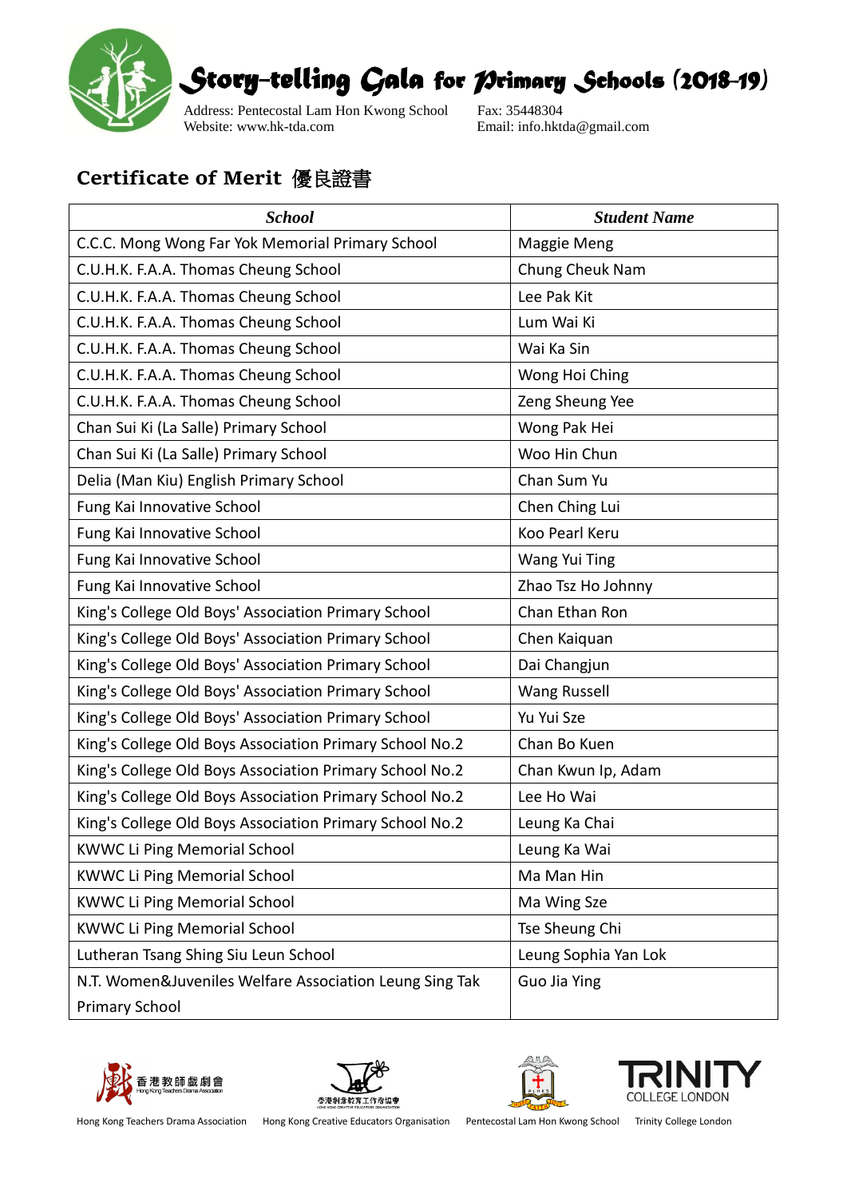# Story-telling Gala for Primary Schools (2018-19)

Address: Pentecostal Lam Hon Kwong School
Website: www.hk-tda.com

Fax: 35448304
Email: info.hktda@gmail.com

## Certificate of Merit 優良證書

| School | Student Name |
|---|---|
| C.C.C. Mong Wong Far Yok Memorial Primary School | Maggie Meng |
| C.U.H.K. F.A.A. Thomas Cheung School | Chung Cheuk Nam |
| C.U.H.K. F.A.A. Thomas Cheung School | Lee Pak Kit |
| C.U.H.K. F.A.A. Thomas Cheung School | Lum Wai Ki |
| C.U.H.K. F.A.A. Thomas Cheung School | Wai Ka Sin |
| C.U.H.K. F.A.A. Thomas Cheung School | Wong Hoi Ching |
| C.U.H.K. F.A.A. Thomas Cheung School | Zeng Sheung Yee |
| Chan Sui Ki (La Salle) Primary School | Wong Pak Hei |
| Chan Sui Ki (La Salle) Primary School | Woo Hin Chun |
| Delia (Man Kiu) English Primary School | Chan Sum Yu |
| Fung Kai Innovative School | Chen Ching Lui |
| Fung Kai Innovative School | Koo Pearl Keru |
| Fung Kai Innovative School | Wang Yui Ting |
| Fung Kai Innovative School | Zhao Tsz Ho Johnny |
| King's College Old Boys' Association Primary School | Chan Ethan Ron |
| King's College Old Boys' Association Primary School | Chen Kaiquan |
| King's College Old Boys' Association Primary School | Dai Changjun |
| King's College Old Boys' Association Primary School | Wang Russell |
| King's College Old Boys' Association Primary School | Yu Yui Sze |
| King's College Old Boys Association Primary School No.2 | Chan Bo Kuen |
| King's College Old Boys Association Primary School No.2 | Chan Kwun Ip, Adam |
| King's College Old Boys Association Primary School No.2 | Lee Ho Wai |
| King's College Old Boys Association Primary School No.2 | Leung Ka Chai |
| KWWC Li Ping Memorial School | Leung Ka Wai |
| KWWC Li Ping Memorial School | Ma Man Hin |
| KWWC Li Ping Memorial School | Ma Wing Sze |
| KWWC Li Ping Memorial School | Tse Sheung Chi |
| Lutheran Tsang Shing Siu Leun School | Leung Sophia Yan Lok |
| N.T. Women&Juveniles Welfare Association Leung Sing Tak Primary School | Guo Jia Ying |

Hong Kong Teachers Drama Association　Hong Kong Creative Educators Organisation　Pentecostal Lam Hon Kwong School　Trinity College London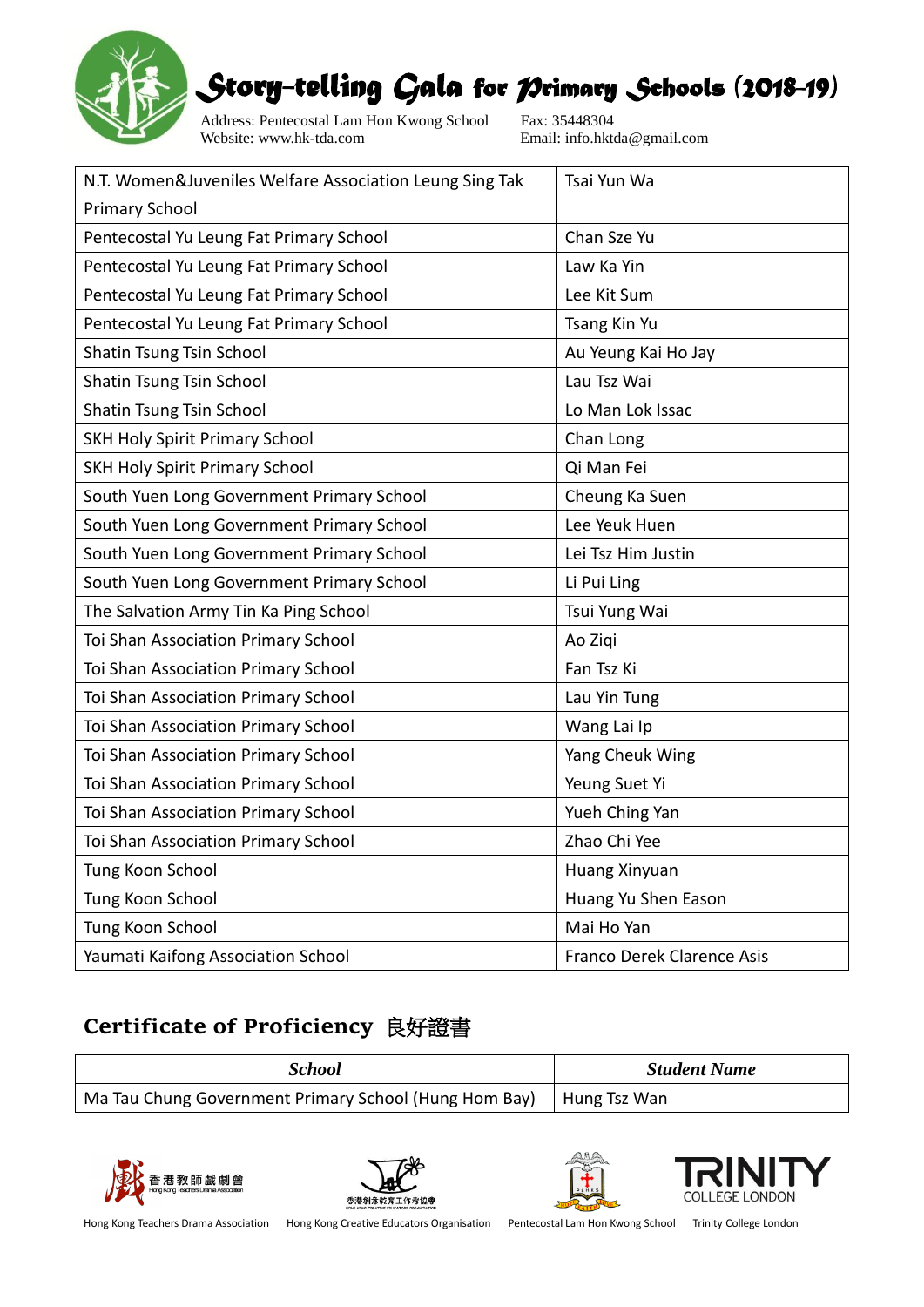# Story-telling Gala for Primary Schools (2018-19)

Address: Pentecostal Lam Hon Kwong School
Website: www.hk-tda.com

Fax: 35448304
Email: info.hktda@gmail.com

| | |
|---|---|
| N.T. Women&Juveniles Welfare Association Leung Sing Tak Primary School | Tsai Yun Wa |
| Pentecostal Yu Leung Fat Primary School | Chan Sze Yu |
| Pentecostal Yu Leung Fat Primary School | Law Ka Yin |
| Pentecostal Yu Leung Fat Primary School | Lee Kit Sum |
| Pentecostal Yu Leung Fat Primary School | Tsang Kin Yu |
| Shatin Tsung Tsin School | Au Yeung Kai Ho Jay |
| Shatin Tsung Tsin School | Lau Tsz Wai |
| Shatin Tsung Tsin School | Lo Man Lok Issac |
| SKH Holy Spirit Primary School | Chan Long |
| SKH Holy Spirit Primary School | Qi Man Fei |
| South Yuen Long Government Primary School | Cheung Ka Suen |
| South Yuen Long Government Primary School | Lee Yeuk Huen |
| South Yuen Long Government Primary School | Lei Tsz Him Justin |
| South Yuen Long Government Primary School | Li Pui Ling |
| The Salvation Army Tin Ka Ping School | Tsui Yung Wai |
| Toi Shan Association Primary School | Ao Ziqi |
| Toi Shan Association Primary School | Fan Tsz Ki |
| Toi Shan Association Primary School | Lau Yin Tung |
| Toi Shan Association Primary School | Wang Lai Ip |
| Toi Shan Association Primary School | Yang Cheuk Wing |
| Toi Shan Association Primary School | Yeung Suet Yi |
| Toi Shan Association Primary School | Yueh Ching Yan |
| Toi Shan Association Primary School | Zhao Chi Yee |
| Tung Koon School | Huang Xinyuan |
| Tung Koon School | Huang Yu Shen Eason |
| Tung Koon School | Mai Ho Yan |
| Yaumati Kaifong Association School | Franco Derek Clarence Asis |

## Certificate of Proficiency 良好證書

| *School* | *Student Name* |
|---|---|
| Ma Tau Chung Government Primary School (Hung Hom Bay) | Hung Tsz Wan |

Hong Kong Teachers Drama Association　　Hong Kong Creative Educators Organisation　　Pentecostal Lam Hon Kwong School　　Trinity College London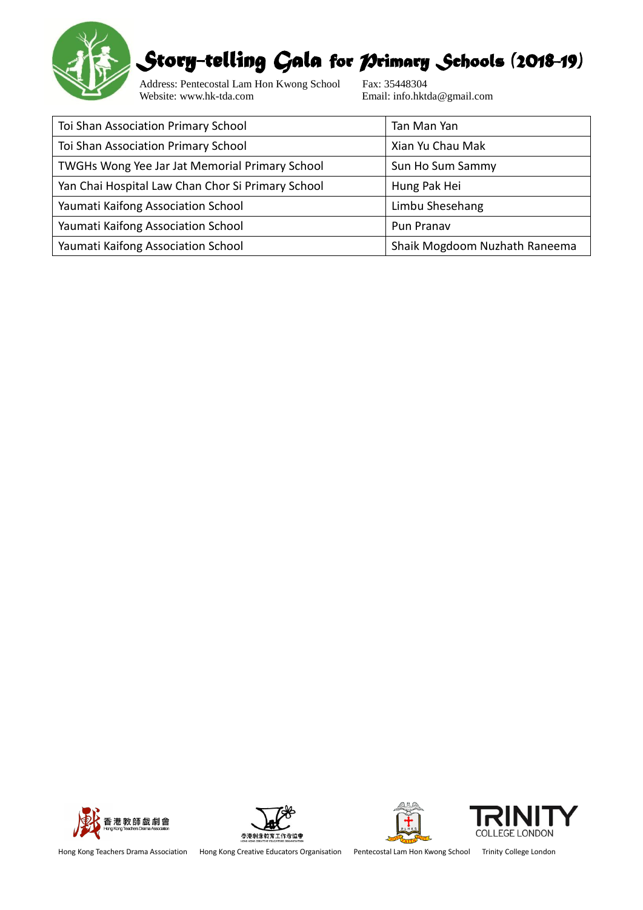# Story-telling Gala for Primary Schools (2018-19)

Address: Pentecostal Lam Hon Kwong School
Website: www.hk-tda.com

Fax: 35448304
Email: info.hktda@gmail.com

| | |
|---|---|
| Toi Shan Association Primary School | Tan Man Yan |
| Toi Shan Association Primary School | Xian Yu Chau Mak |
| TWGHs Wong Yee Jar Jat Memorial Primary School | Sun Ho Sum Sammy |
| Yan Chai Hospital Law Chan Chor Si Primary School | Hung Pak Hei |
| Yaumati Kaifong Association School | Limbu Shesehang |
| Yaumati Kaifong Association School | Pun Pranav |
| Yaumati Kaifong Association School | Shaik Mogdoom Nuzhath Raneema |

Hong Kong Teachers Drama Association　Hong Kong Creative Educators Organisation　Pentecostal Lam Hon Kwong School　Trinity College London